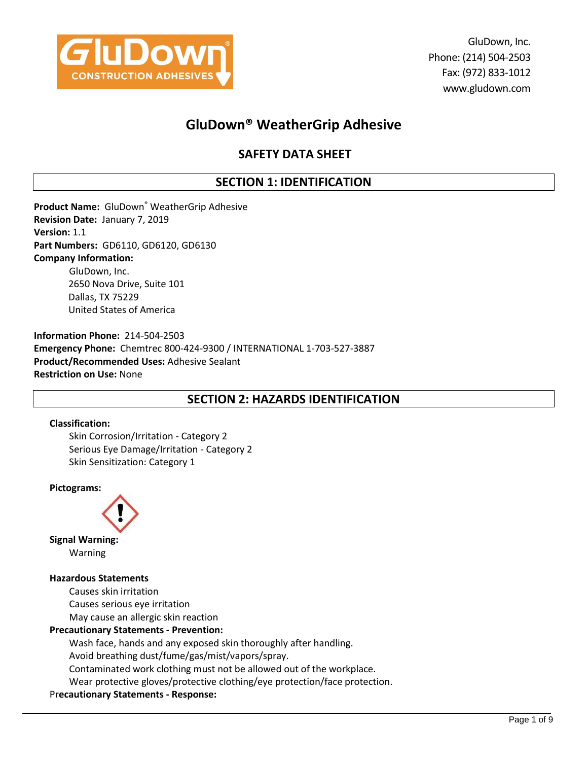GluDown, Inc.
Phone: (214) 504-2503
Fax: (972) 833-1012
www.gludown.com

# GluDown® WeatherGrip Adhesive

## SAFETY DATA SHEET

## SECTION 1: IDENTIFICATION

**Product Name:** GluDown® WeatherGrip Adhesive
**Revision Date:** January 7, 2019
**Version:** 1.1
**Part Numbers:** GD6110, GD6120, GD6130
**Company Information:**
GluDown, Inc.
2650 Nova Drive, Suite 101
Dallas, TX 75229
United States of America

**Information Phone:** 214-504-2503
**Emergency Phone:** Chemtrec 800-424-9300 / INTERNATIONAL 1-703-527-3887
**Product/Recommended Uses:** Adhesive Sealant
**Restriction on Use:** None

## SECTION 2: HAZARDS IDENTIFICATION

**Classification:**
Skin Corrosion/Irritation - Category 2
Serious Eye Damage/Irritation - Category 2
Skin Sensitization: Category 1

**Pictograms:**

**Signal Warning:**
Warning

**Hazardous Statements**
Causes skin irritation
Causes serious eye irritation
May cause an allergic skin reaction

**Precautionary Statements - Prevention:**
Wash face, hands and any exposed skin thoroughly after handling.
Avoid breathing dust/fume/gas/mist/vapors/spray.
Contaminated work clothing must not be allowed out of the workplace.
Wear protective gloves/protective clothing/eye protection/face protection.

**Precautionary Statements - Response:**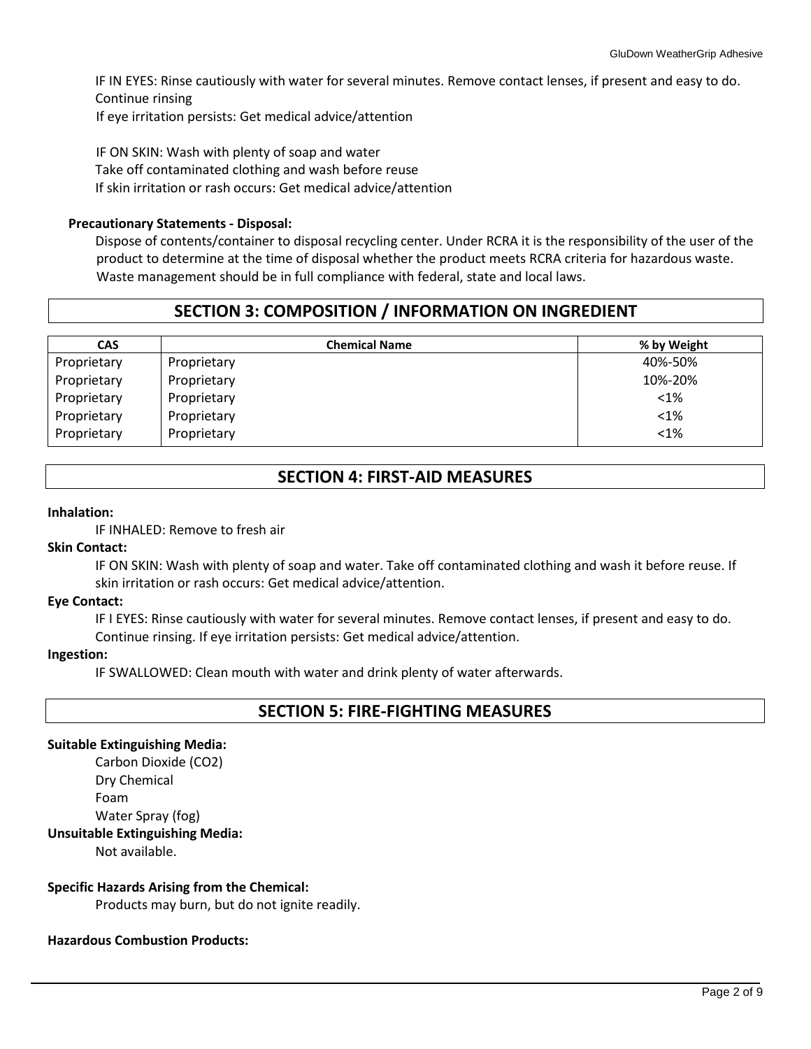IF IN EYES: Rinse cautiously with water for several minutes. Remove contact lenses, if present and easy to do. Continue rinsing

If eye irritation persists: Get medical advice/attention

IF ON SKIN: Wash with plenty of soap and water

Take off contaminated clothing and wash before reuse

If skin irritation or rash occurs: Get medical advice/attention

**Precautionary Statements - Disposal:**

Dispose of contents/container to disposal recycling center. Under RCRA it is the responsibility of the user of the product to determine at the time of disposal whether the product meets RCRA criteria for hazardous waste. Waste management should be in full compliance with federal, state and local laws.

## SECTION 3: COMPOSITION / INFORMATION ON INGREDIENT

| CAS | Chemical Name | % by Weight |
|---|---|---|
| Proprietary | Proprietary | 40%-50% |
| Proprietary | Proprietary | 10%-20% |
| Proprietary | Proprietary | <1% |
| Proprietary | Proprietary | <1% |
| Proprietary | Proprietary | <1% |

## SECTION 4: FIRST-AID MEASURES

**Inhalation:**

IF INHALED: Remove to fresh air

**Skin Contact:**

IF ON SKIN: Wash with plenty of soap and water. Take off contaminated clothing and wash it before reuse. If skin irritation or rash occurs: Get medical advice/attention.

**Eye Contact:**

IF I EYES: Rinse cautiously with water for several minutes. Remove contact lenses, if present and easy to do. Continue rinsing. If eye irritation persists: Get medical advice/attention.

**Ingestion:**

IF SWALLOWED: Clean mouth with water and drink plenty of water afterwards.

## SECTION 5: FIRE-FIGHTING MEASURES

**Suitable Extinguishing Media:**

Carbon Dioxide ($CO_2$)
Dry Chemical
Foam
Water Spray (fog)

**Unsuitable Extinguishing Media:**

Not available.

**Specific Hazards Arising from the Chemical:**

Products may burn, but do not ignite readily.

**Hazardous Combustion Products:**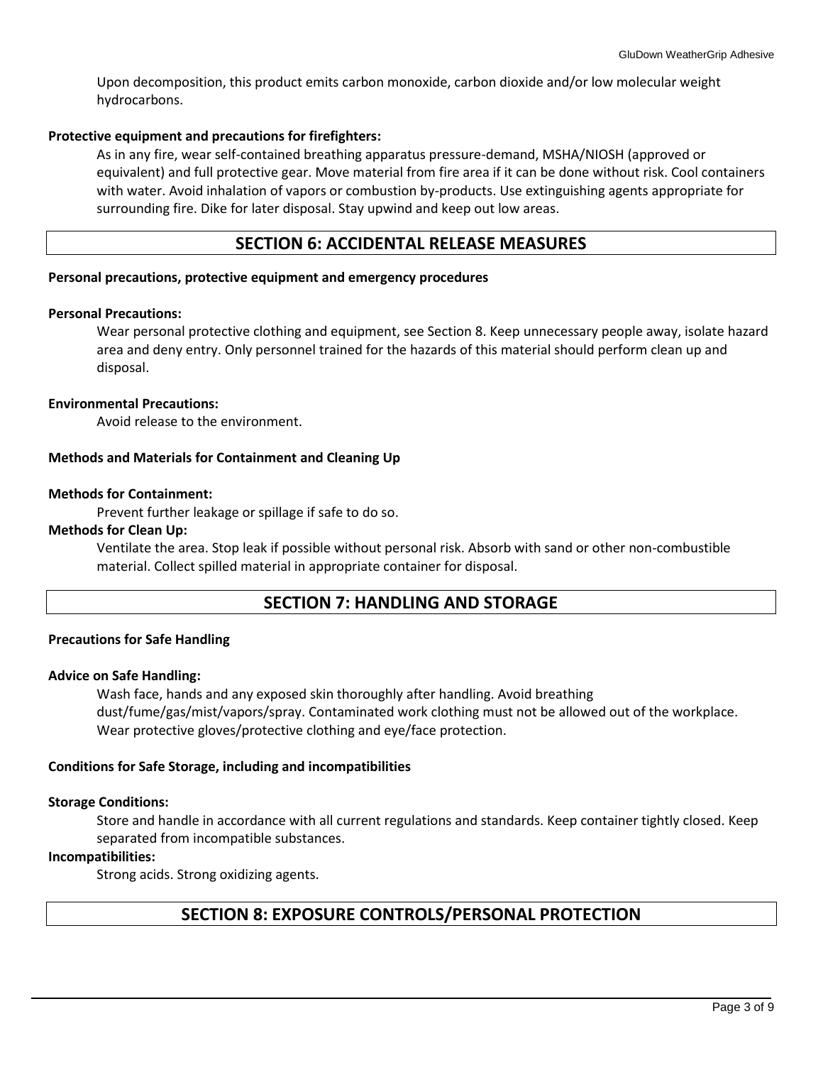Upon decomposition, this product emits carbon monoxide, carbon dioxide and/or low molecular weight hydrocarbons.

**Protective equipment and precautions for firefighters:**

As in any fire, wear self-contained breathing apparatus pressure-demand, MSHA/NIOSH (approved or equivalent) and full protective gear. Move material from fire area if it can be done without risk. Cool containers with water. Avoid inhalation of vapors or combustion by-products. Use extinguishing agents appropriate for surrounding fire. Dike for later disposal. Stay upwind and keep out low areas.

## SECTION 6: ACCIDENTAL RELEASE MEASURES

**Personal precautions, protective equipment and emergency procedures**

**Personal Precautions:**

Wear personal protective clothing and equipment, see Section 8. Keep unnecessary people away, isolate hazard area and deny entry. Only personnel trained for the hazards of this material should perform clean up and disposal.

**Environmental Precautions:**

Avoid release to the environment.

**Methods and Materials for Containment and Cleaning Up**

**Methods for Containment:**

Prevent further leakage or spillage if safe to do so.

**Methods for Clean Up:**

Ventilate the area. Stop leak if possible without personal risk. Absorb with sand or other non-combustible material. Collect spilled material in appropriate container for disposal.

## SECTION 7: HANDLING AND STORAGE

**Precautions for Safe Handling**

**Advice on Safe Handling:**

Wash face, hands and any exposed skin thoroughly after handling. Avoid breathing dust/fume/gas/mist/vapors/spray. Contaminated work clothing must not be allowed out of the workplace. Wear protective gloves/protective clothing and eye/face protection.

**Conditions for Safe Storage, including and incompatibilities**

**Storage Conditions:**

Store and handle in accordance with all current regulations and standards. Keep container tightly closed. Keep separated from incompatible substances.

**Incompatibilities:**

Strong acids. Strong oxidizing agents.

## SECTION 8: EXPOSURE CONTROLS/PERSONAL PROTECTION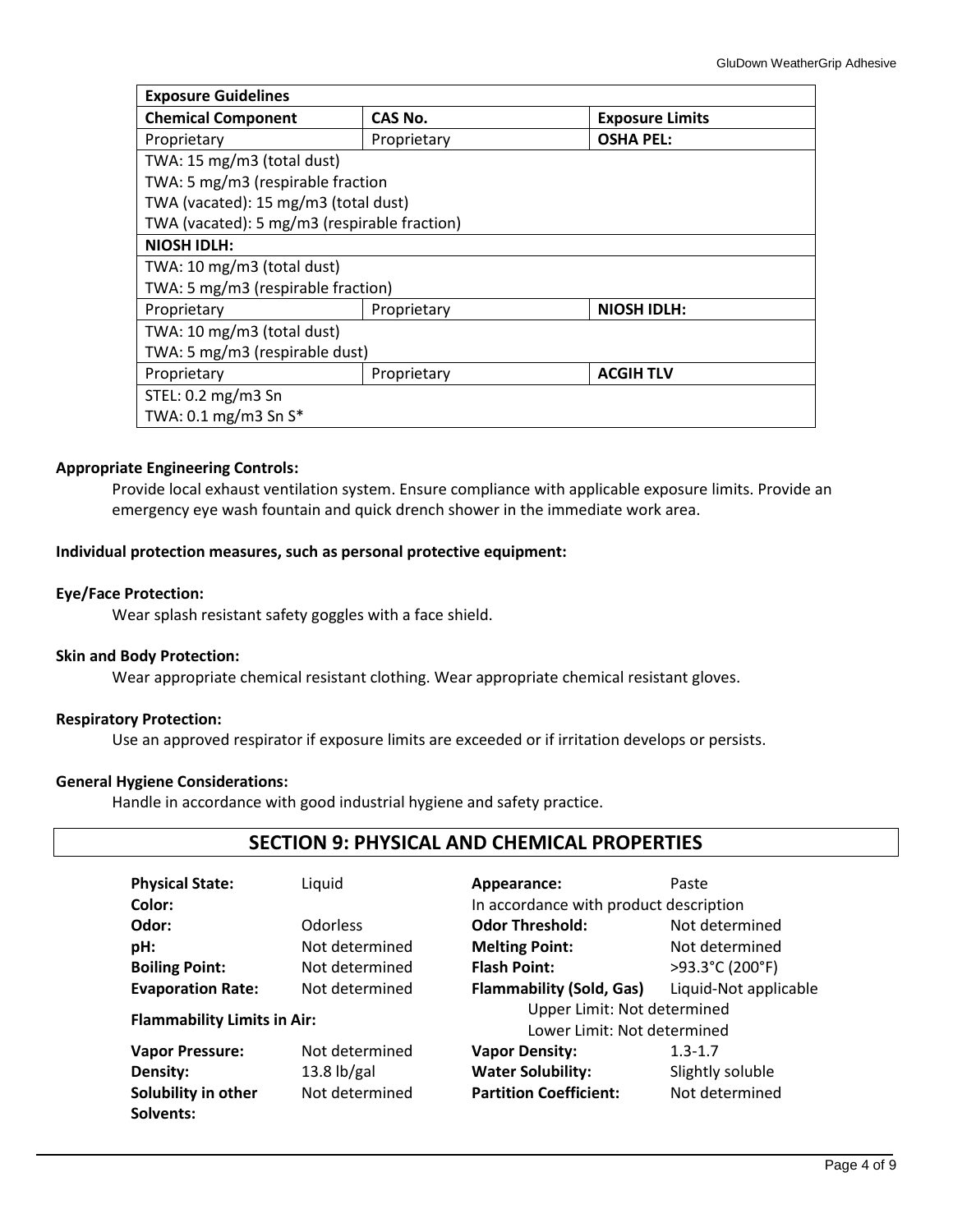| Exposure Guidelines | | |
|---|---|---|
| **Chemical Component** | **CAS No.** | **Exposure Limits** |
| Proprietary | Proprietary | **OSHA PEL:** |
| TWA: 15 mg/m3 (total dust)<br>TWA: 5 mg/m3 (respirable fraction<br>TWA (vacated): 15 mg/m3 (total dust)<br>TWA (vacated): 5 mg/m3 (respirable fraction) | | |
| **NIOSH IDLH:** | | |
| TWA: 10 mg/m3 (total dust)<br>TWA: 5 mg/m3 (respirable fraction) | | |
| Proprietary | Proprietary | **NIOSH IDLH:** |
| TWA: 10 mg/m3 (total dust)<br>TWA: 5 mg/m3 (respirable dust) | | |
| Proprietary | Proprietary | **ACGIH TLV** |
| STEL: 0.2 mg/m3 Sn<br>TWA: 0.1 mg/m3 Sn S* | | |

**Appropriate Engineering Controls:**

Provide local exhaust ventilation system. Ensure compliance with applicable exposure limits. Provide an emergency eye wash fountain and quick drench shower in the immediate work area.

**Individual protection measures, such as personal protective equipment:**

**Eye/Face Protection:**

Wear splash resistant safety goggles with a face shield.

**Skin and Body Protection:**

Wear appropriate chemical resistant clothing. Wear appropriate chemical resistant gloves.

**Respiratory Protection:**

Use an approved respirator if exposure limits are exceeded or if irritation develops or persists.

**General Hygiene Considerations:**

Handle in accordance with good industrial hygiene and safety practice.

## SECTION 9: PHYSICAL AND CHEMICAL PROPERTIES

| | | | |
|---|---|---|---|
| **Physical State:** | Liquid | **Appearance:** | Paste |
| **Color:** | | In accordance with product description | |
| **Odor:** | Odorless | **Odor Threshold:** | Not determined |
| **pH:** | Not determined | **Melting Point:** | Not determined |
| **Boiling Point:** | Not determined | **Flash Point:** | >93.3°C (200°F) |
| **Evaporation Rate:** | Not determined | **Flammability (Sold, Gas)** | Liquid-Not applicable |
| **Flammability Limits in Air:** | | Upper Limit: Not determined<br>Lower Limit: Not determined | |
| **Vapor Pressure:** | Not determined | **Vapor Density:** | 1.3-1.7 |
| **Density:** | 13.8 lb/gal | **Water Solubility:** | Slightly soluble |
| **Solubility in other Solvents:** | Not determined | **Partition Coefficient:** | Not determined |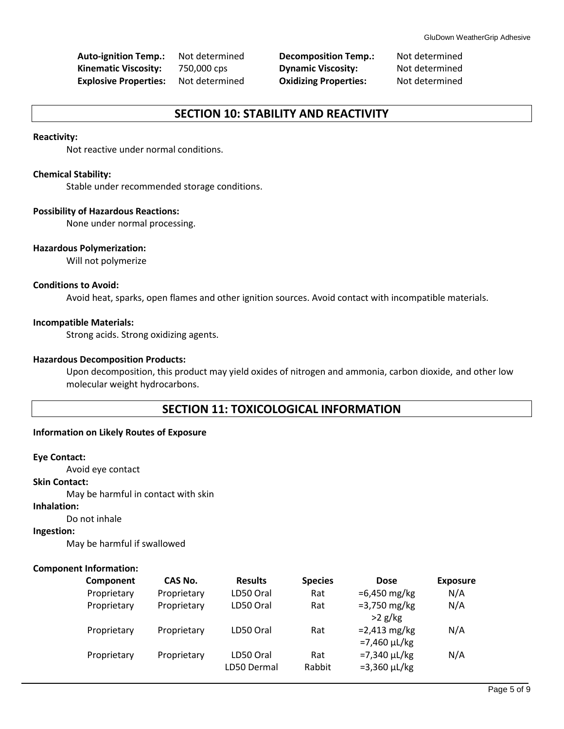| | | | |
|---|---|---|---|
| **Auto-ignition Temp.:** | Not determined | **Decomposition Temp.:** | Not determined |
| **Kinematic Viscosity:** | 750,000 cps | **Dynamic Viscosity:** | Not determined |
| **Explosive Properties:** | Not determined | **Oxidizing Properties:** | Not determined |

## SECTION 10: STABILITY AND REACTIVITY

**Reactivity:**

Not reactive under normal conditions.

**Chemical Stability:**

Stable under recommended storage conditions.

**Possibility of Hazardous Reactions:**

None under normal processing.

**Hazardous Polymerization:**

Will not polymerize

**Conditions to Avoid:**

Avoid heat, sparks, open flames and other ignition sources. Avoid contact with incompatible materials.

**Incompatible Materials:**

Strong acids. Strong oxidizing agents.

**Hazardous Decomposition Products:**

Upon decomposition, this product may yield oxides of nitrogen and ammonia, carbon dioxide, and other low molecular weight hydrocarbons.

## SECTION 11: TOXICOLOGICAL INFORMATION

**Information on Likely Routes of Exposure**

**Eye Contact:**

Avoid eye contact

**Skin Contact:**

May be harmful in contact with skin

**Inhalation:**

Do not inhale

**Ingestion:**

May be harmful if swallowed

**Component Information:**

| Component | CAS No. | Results | Species | Dose | Exposure |
|---|---|---|---|---|---|
| Proprietary | Proprietary | LD50 Oral | Rat | =6,450 mg/kg | N/A |
| Proprietary | Proprietary | LD50 Oral | Rat | =3,750 mg/kg<br>>2 g/kg | N/A |
| Proprietary | Proprietary | LD50 Oral | Rat | =2,413 mg/kg<br>=7,460 µL/kg | N/A |
| Proprietary | Proprietary | LD50 Oral<br>LD50 Dermal | Rat<br>Rabbit | =7,340 µL/kg<br>=3,360 µL/kg | N/A |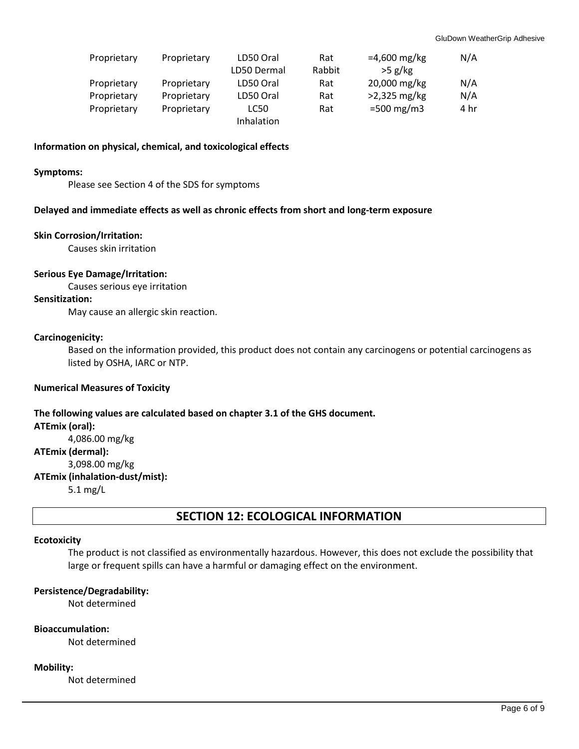| | | | | | |
|---|---|---|---|---|---|
| Proprietary | Proprietary | LD50 Oral | Rat | =4,600 mg/kg | N/A |
| | | LD50 Dermal | Rabbit | >5 g/kg | |
| Proprietary | Proprietary | LD50 Oral | Rat | 20,000 mg/kg | N/A |
| Proprietary | Proprietary | LD50 Oral | Rat | >2,325 mg/kg | N/A |
| Proprietary | Proprietary | LC50 Inhalation | Rat | =500 mg/m3 | 4 hr |

**Information on physical, chemical, and toxicological effects**

**Symptoms:**

Please see Section 4 of the SDS for symptoms

**Delayed and immediate effects as well as chronic effects from short and long-term exposure**

**Skin Corrosion/Irritation:**

Causes skin irritation

**Serious Eye Damage/Irritation:**

Causes serious eye irritation

**Sensitization:**

May cause an allergic skin reaction.

**Carcinogenicity:**

Based on the information provided, this product does not contain any carcinogens or potential carcinogens as listed by OSHA, IARC or NTP.

**Numerical Measures of Toxicity**

**The following values are calculated based on chapter 3.1 of the GHS document.**

**ATEmix (oral):**

4,086.00 mg/kg

**ATEmix (dermal):**

3,098.00 mg/kg

**ATEmix (inhalation-dust/mist):**

5.1 mg/L

## SECTION 12: ECOLOGICAL INFORMATION

**Ecotoxicity**

The product is not classified as environmentally hazardous. However, this does not exclude the possibility that large or frequent spills can have a harmful or damaging effect on the environment.

**Persistence/Degradability:**

Not determined

**Bioaccumulation:**

Not determined

**Mobility:**

Not determined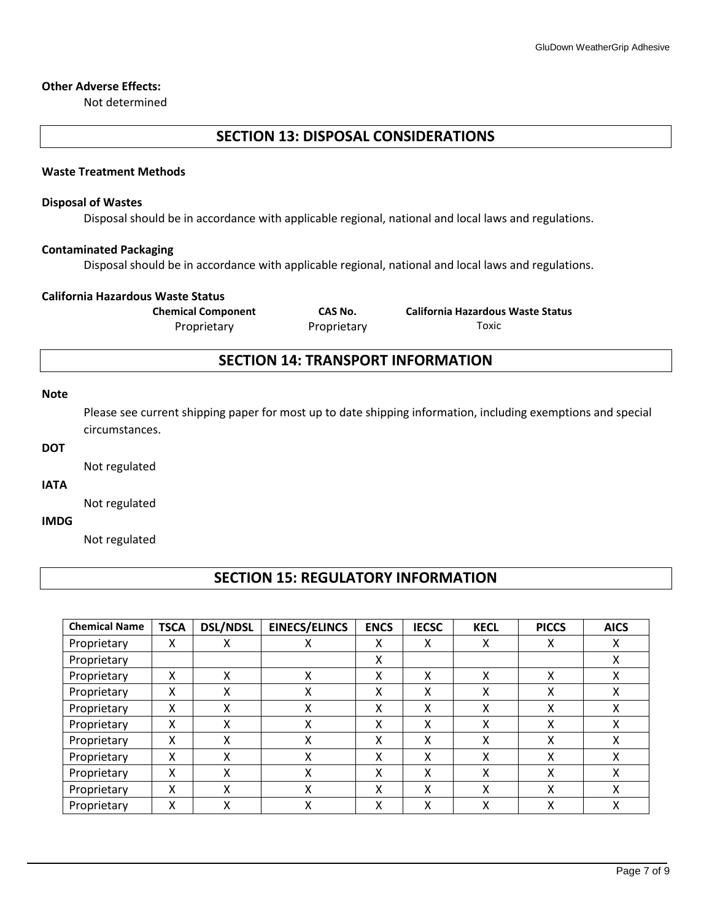**Other Adverse Effects:**

Not determined

## SECTION 13: DISPOSAL CONSIDERATIONS

**Waste Treatment Methods**

**Disposal of Wastes**

Disposal should be in accordance with applicable regional, national and local laws and regulations.

**Contaminated Packaging**

Disposal should be in accordance with applicable regional, national and local laws and regulations.

**California Hazardous Waste Status**

| Chemical Component | CAS No. | California Hazardous Waste Status |
|---|---|---|
| Proprietary | Proprietary | Toxic |

## SECTION 14: TRANSPORT INFORMATION

**Note**

Please see current shipping paper for most up to date shipping information, including exemptions and special circumstances.

**DOT**

Not regulated

**IATA**

Not regulated

**IMDG**

Not regulated

## SECTION 15: REGULATORY INFORMATION

| Chemical Name | TSCA | DSL/NDSL | EINECS/ELINCS | ENCS | IECSC | KECL | PICCS | AICS |
|---|---|---|---|---|---|---|---|---|
| Proprietary | X | X | X | X | X | X | X | X |
| Proprietary | | | | X | | | | X |
| Proprietary | X | X | X | X | X | X | X | X |
| Proprietary | X | X | X | X | X | X | X | X |
| Proprietary | X | X | X | X | X | X | X | X |
| Proprietary | X | X | X | X | X | X | X | X |
| Proprietary | X | X | X | X | X | X | X | X |
| Proprietary | X | X | X | X | X | X | X | X |
| Proprietary | X | X | X | X | X | X | X | X |
| Proprietary | X | X | X | X | X | X | X | X |
| Proprietary | X | X | X | X | X | X | X | X |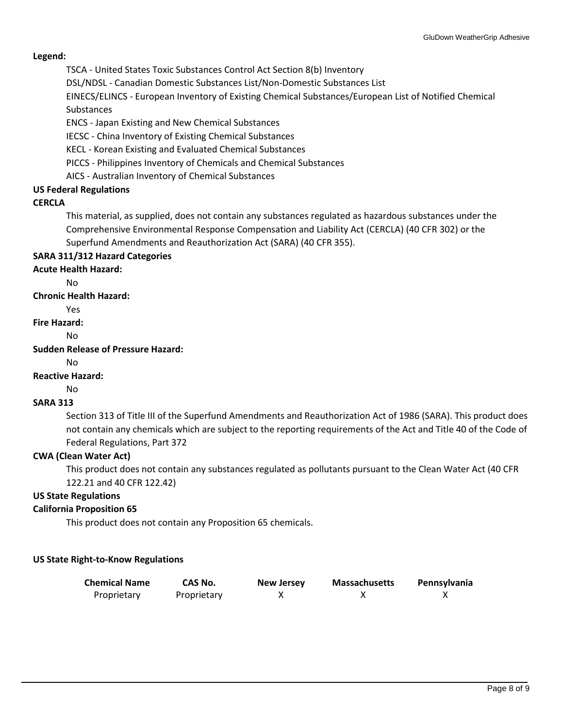**Legend:**

TSCA - United States Toxic Substances Control Act Section 8(b) Inventory
DSL/NDSL - Canadian Domestic Substances List/Non-Domestic Substances List
EINECS/ELINCS - European Inventory of Existing Chemical Substances/European List of Notified Chemical Substances
ENCS - Japan Existing and New Chemical Substances
IECSC - China Inventory of Existing Chemical Substances
KECL - Korean Existing and Evaluated Chemical Substances
PICCS - Philippines Inventory of Chemicals and Chemical Substances
AICS - Australian Inventory of Chemical Substances

**US Federal Regulations**

**CERCLA**

This material, as supplied, does not contain any substances regulated as hazardous substances under the Comprehensive Environmental Response Compensation and Liability Act (CERCLA) (40 CFR 302) or the Superfund Amendments and Reauthorization Act (SARA) (40 CFR 355).

**SARA 311/312 Hazard Categories**

**Acute Health Hazard:**

No

**Chronic Health Hazard:**

Yes

**Fire Hazard:**

No

**Sudden Release of Pressure Hazard:**

No

**Reactive Hazard:**

No

**SARA 313**

Section 313 of Title III of the Superfund Amendments and Reauthorization Act of 1986 (SARA). This product does not contain any chemicals which are subject to the reporting requirements of the Act and Title 40 of the Code of Federal Regulations, Part 372

**CWA (Clean Water Act)**

This product does not contain any substances regulated as pollutants pursuant to the Clean Water Act (40 CFR 122.21 and 40 CFR 122.42)

**US State Regulations**

**California Proposition 65**

This product does not contain any Proposition 65 chemicals.

**US State Right-to-Know Regulations**

| Chemical Name | CAS No. | New Jersey | Massachusetts | Pennsylvania |
|---|---|---|---|---|
| Proprietary | Proprietary | X | X | X |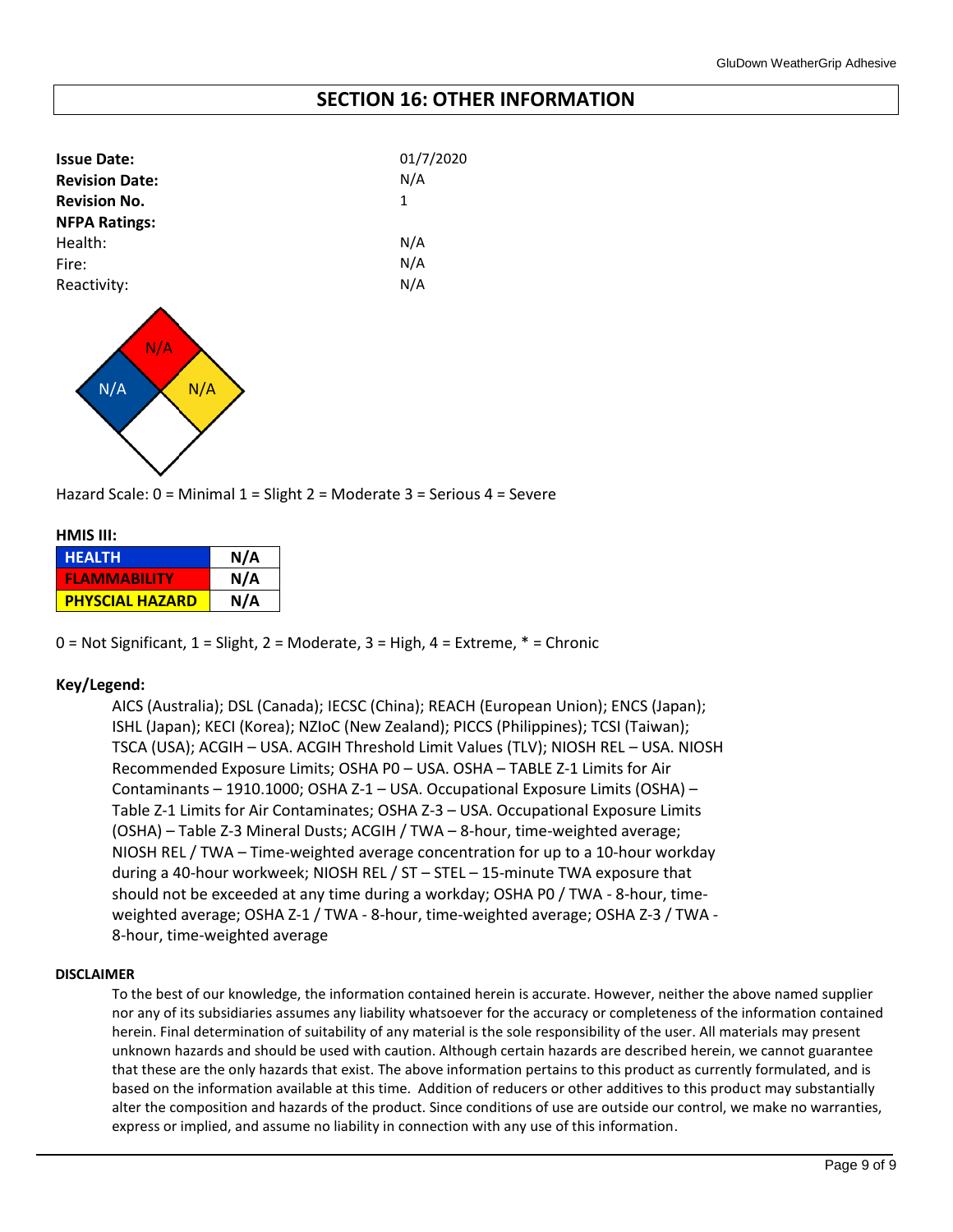## SECTION 16: OTHER INFORMATION

| | |
|---|---|
| **Issue Date:** | 01/7/2020 |
| **Revision Date:** | N/A |
| **Revision No.** | 1 |
| **NFPA Ratings:** | |
| Health: | N/A |
| Fire: | N/A |
| Reactivity: | N/A |

N/A
N/A
N/A

Hazard Scale: 0 = Minimal 1 = Slight 2 = Moderate 3 = Serious 4 = Severe

**HMIS III:**

| | |
|---|---|
| HEALTH | N/A |
| FLAMMABILITY | N/A |
| PHYSCIAL HAZARD | N/A |

0 = Not Significant, 1 = Slight, 2 = Moderate, 3 = High, 4 = Extreme, * = Chronic

**Key/Legend:**

AICS (Australia); DSL (Canada); IECSC (China); REACH (European Union); ENCS (Japan); ISHL (Japan); KECI (Korea); NZIoC (New Zealand); PICCS (Philippines); TCSI (Taiwan); TSCA (USA); ACGIH – USA. ACGIH Threshold Limit Values (TLV); NIOSH REL – USA. NIOSH Recommended Exposure Limits; OSHA P0 – USA. OSHA – TABLE Z-1 Limits for Air Contaminants – 1910.1000; OSHA Z-1 – USA. Occupational Exposure Limits (OSHA) – Table Z-1 Limits for Air Contaminates; OSHA Z-3 – USA. Occupational Exposure Limits (OSHA) – Table Z-3 Mineral Dusts; ACGIH / TWA – 8-hour, time-weighted average; NIOSH REL / TWA – Time-weighted average concentration for up to a 10-hour workday during a 40-hour workweek; NIOSH REL / ST – STEL – 15-minute TWA exposure that should not be exceeded at any time during a workday; OSHA P0 / TWA - 8-hour, time-weighted average; OSHA Z-1 / TWA - 8-hour, time-weighted average; OSHA Z-3 / TWA - 8-hour, time-weighted average

**DISCLAIMER**

To the best of our knowledge, the information contained herein is accurate. However, neither the above named supplier nor any of its subsidiaries assumes any liability whatsoever for the accuracy or completeness of the information contained herein. Final determination of suitability of any material is the sole responsibility of the user. All materials may present unknown hazards and should be used with caution. Although certain hazards are described herein, we cannot guarantee that these are the only hazards that exist. The above information pertains to this product as currently formulated, and is based on the information available at this time. Addition of reducers or other additives to this product may substantially alter the composition and hazards of the product. Since conditions of use are outside our control, we make no warranties, express or implied, and assume no liability in connection with any use of this information.